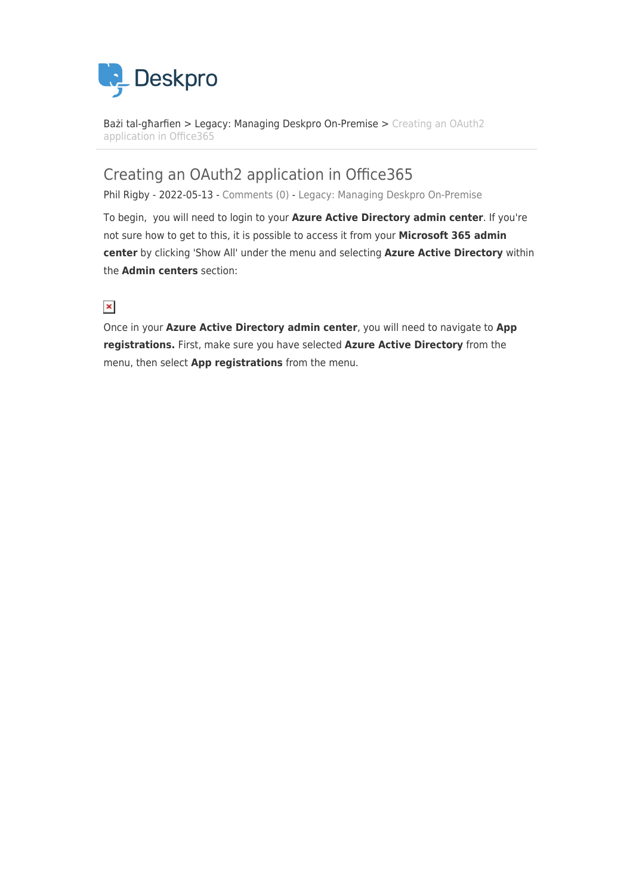Deskpro

Bażi tal-għarfien > Legacy: Managing Deskpro On-Premise > Creating an OAuth2 application in Office365

# Creating an OAuth2 application in Office365

Phil Rigby - 2022-05-13 - Comments (0) - Legacy: Managing Deskpro On-Premise

To begin, you will need to login to your **Azure Active Directory admin center**. If you're not sure how to get to this, it is possible to access it from your **Microsoft 365 admin center** by clicking 'Show All' under the menu and selecting **Azure Active Directory** within the **Admin centers** section:

Once in your **Azure Active Directory admin center**, you will need to navigate to **App registrations.** First, make sure you have selected **Azure Active Directory** from the menu, then select **App registrations** from the menu.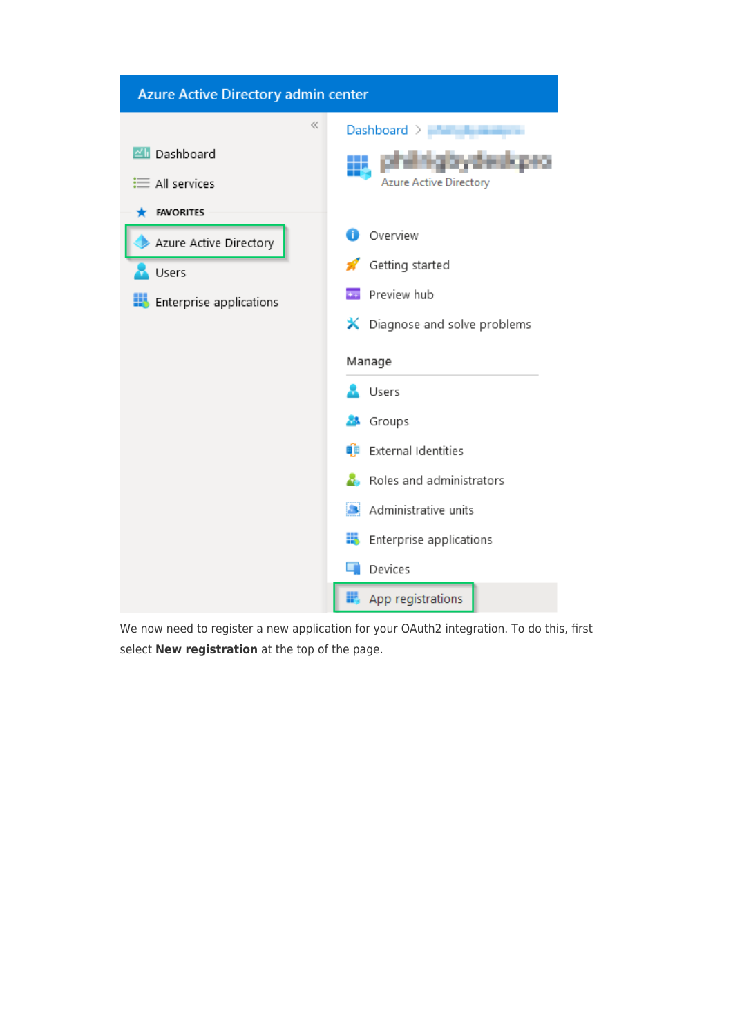We now need to register a new application for your OAuth2 integration. To do this, first select **New registration** at the top of the page.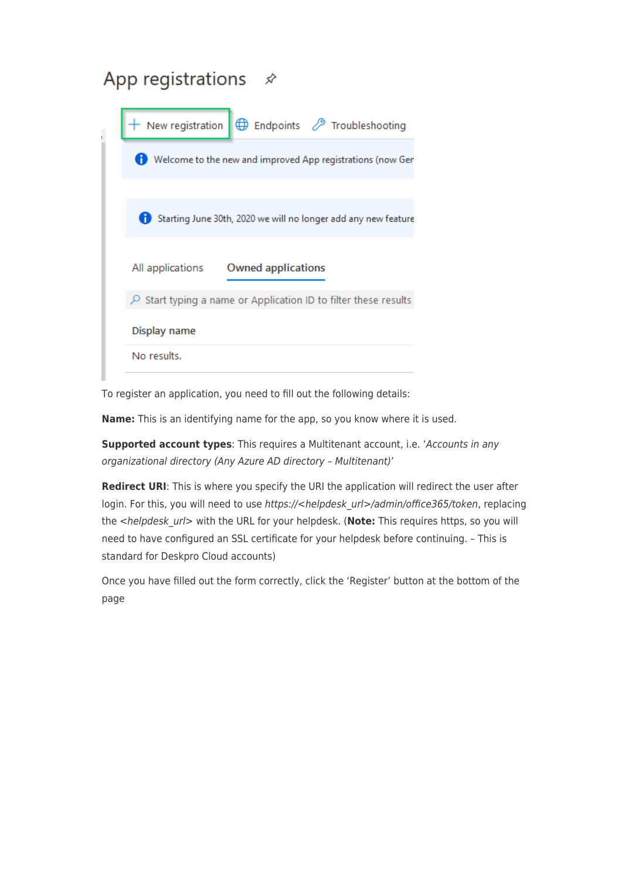To register an application, you need to fill out the following details:

**Name:** This is an identifying name for the app, so you know where it is used.

**Supported account types**: This requires a Multitenant account, i.e. '*Accounts in any organizational directory (Any Azure AD directory – Multitenant)*'

**Redirect URI**: This is where you specify the URI the application will redirect the user after login. For this, you will need to use *https://<helpdesk_url>/admin/office365/token*, replacing the *<helpdesk_url>* with the URL for your helpdesk. (**Note:** This requires https, so you will need to have configured an SSL certificate for your helpdesk before continuing. – This is standard for Deskpro Cloud accounts)

Once you have filled out the form correctly, click the 'Register' button at the bottom of the page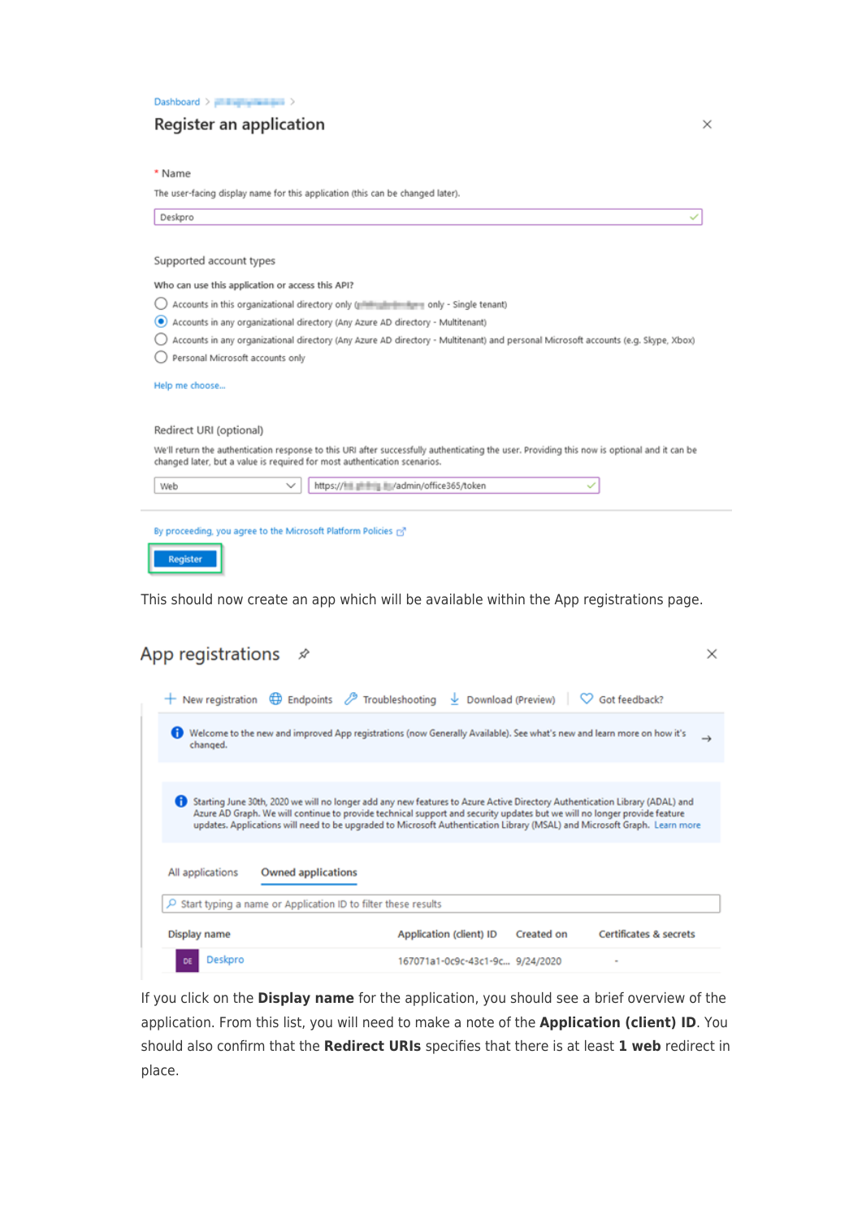This should now create an app which will be available within the App registrations page.

If you click on the **Display name** for the application, you should see a brief overview of the application. From this list, you will need to make a note of the **Application (client) ID**. You should also confirm that the **Redirect URIs** specifies that there is at least **1 web** redirect in place.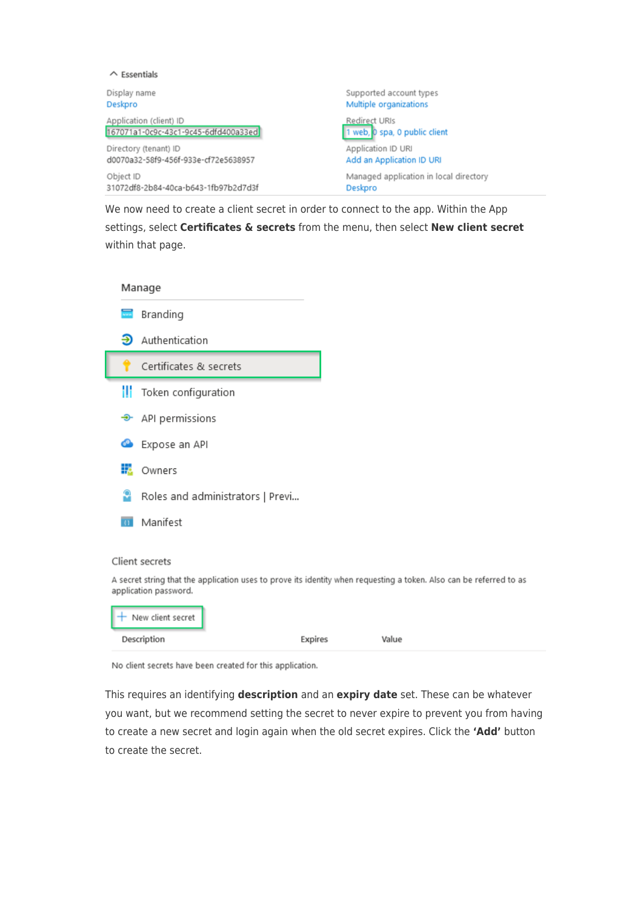Essentials

| | |
|---|---|
| Display name<br>Deskpro | Supported account types<br>Multiple organizations |
| Application (client) ID<br>167071a1-0c9c-43c1-9c45-6dfd400a33ed | Redirect URIs<br>1 web, 0 spa, 0 public client |
| Directory (tenant) ID<br>d0070a32-58f9-456f-933e-cf72e5638957 | Application ID URI<br>Add an Application ID URI |
| Object ID<br>31072df8-2b84-40ca-b643-1fb97b2d7d3f | Managed application in local directory<br>Deskpro |

We now need to create a client secret in order to connect to the app. Within the App settings, select **Certificates & secrets** from the menu, then select **New client secret** within that page.

Manage

- Branding
- Authentication
- Certificates & secrets
- Token configuration
- API permissions
- Expose an API
- Owners
- Roles and administrators | Previ...
- Manifest

Client secrets

A secret string that the application uses to prove its identity when requesting a token. Also can be referred to as application password.

+ New client secret

| Description | Expires | Value |
|---|---|---|

No client secrets have been created for this application.

This requires an identifying **description** and an **expiry date** set. These can be whatever you want, but we recommend setting the secret to never expire to prevent you from having to create a new secret and login again when the old secret expires. Click the **'Add'** button to create the secret.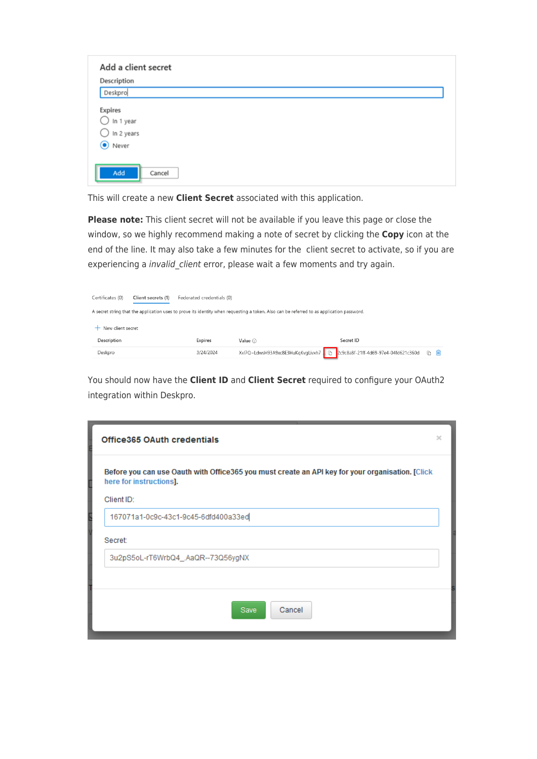This will create a new **Client Secret** associated with this application.

**Please note:** This client secret will not be available if you leave this page or close the window, so we highly recommend making a note of secret by clicking the **Copy** icon at the end of the line. It may also take a few minutes for the client secret to activate, so if you are experiencing a *invalid_client* error, please wait a few moments and try again.

You should now have the **Client ID** and **Client Secret** required to configure your OAuth2 integration within Deskpro.